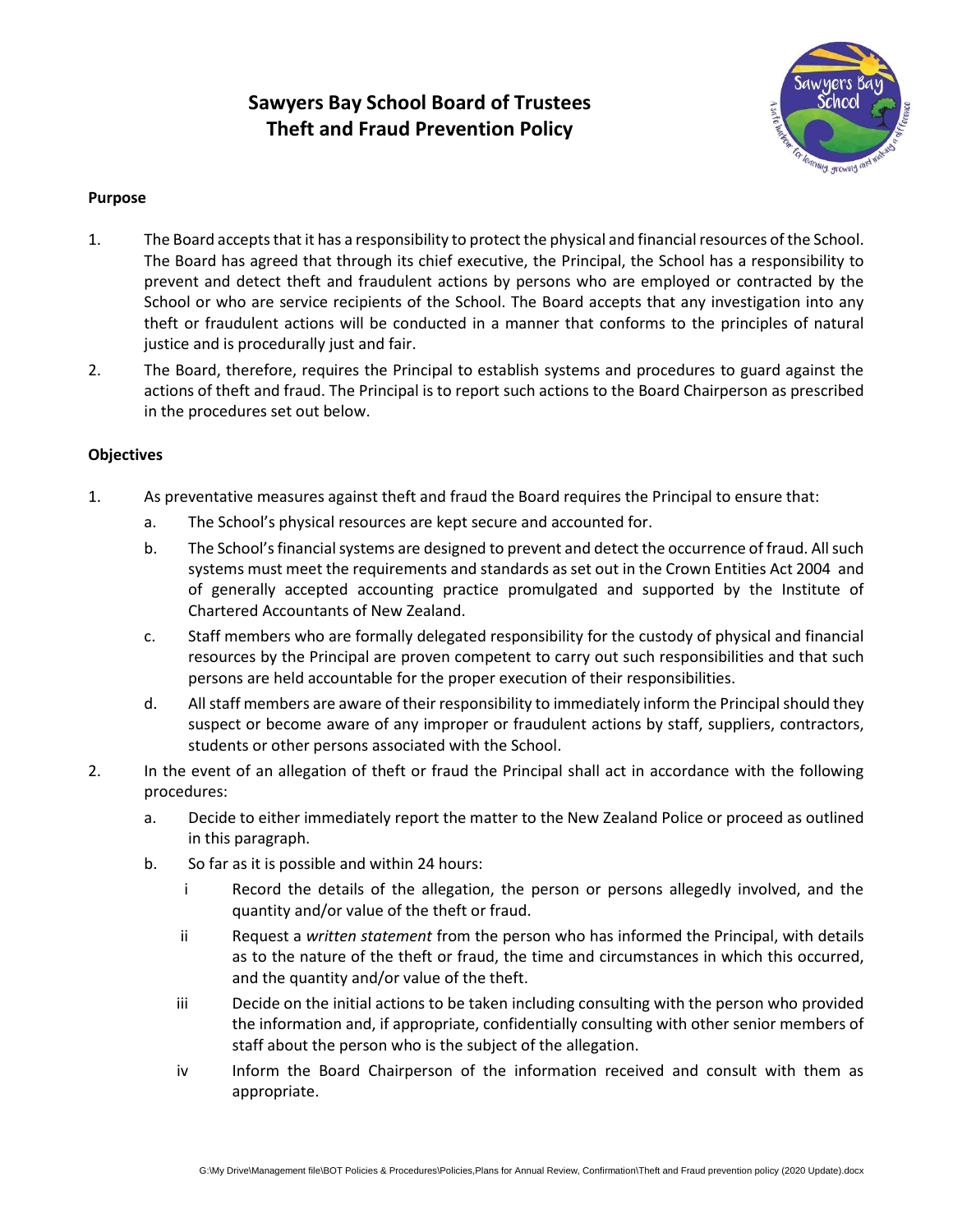# Sawyers Bay School Board of Trustees
# Theft and Fraud Prevention Policy

**Purpose**

1. The Board accepts that it has a responsibility to protect the physical and financial resources of the School. The Board has agreed that through its chief executive, the Principal, the School has a responsibility to prevent and detect theft and fraudulent actions by persons who are employed or contracted by the School or who are service recipients of the School. The Board accepts that any investigation into any theft or fraudulent actions will be conducted in a manner that conforms to the principles of natural justice and is procedurally just and fair.
2. The Board, therefore, requires the Principal to establish systems and procedures to guard against the actions of theft and fraud. The Principal is to report such actions to the Board Chairperson as prescribed in the procedures set out below.

**Objectives**

1. As preventative measures against theft and fraud the Board requires the Principal to ensure that:
   a. The School's physical resources are kept secure and accounted for.
   b. The School's financial systems are designed to prevent and detect the occurrence of fraud. All such systems must meet the requirements and standards as set out in the Crown Entities Act 2004 and of generally accepted accounting practice promulgated and supported by the Institute of Chartered Accountants of New Zealand.
   c. Staff members who are formally delegated responsibility for the custody of physical and financial resources by the Principal are proven competent to carry out such responsibilities and that such persons are held accountable for the proper execution of their responsibilities.
   d. All staff members are aware of their responsibility to immediately inform the Principal should they suspect or become aware of any improper or fraudulent actions by staff, suppliers, contractors, students or other persons associated with the School.
2. In the event of an allegation of theft or fraud the Principal shall act in accordance with the following procedures:
   a. Decide to either immediately report the matter to the New Zealand Police or proceed as outlined in this paragraph.
   b. So far as it is possible and within 24 hours:
      i Record the details of the allegation, the person or persons allegedly involved, and the quantity and/or value of the theft or fraud.
      ii Request a *written statement* from the person who has informed the Principal, with details as to the nature of the theft or fraud, the time and circumstances in which this occurred, and the quantity and/or value of the theft.
      iii Decide on the initial actions to be taken including consulting with the person who provided the information and, if appropriate, confidentially consulting with other senior members of staff about the person who is the subject of the allegation.
      iv Inform the Board Chairperson of the information received and consult with them as appropriate.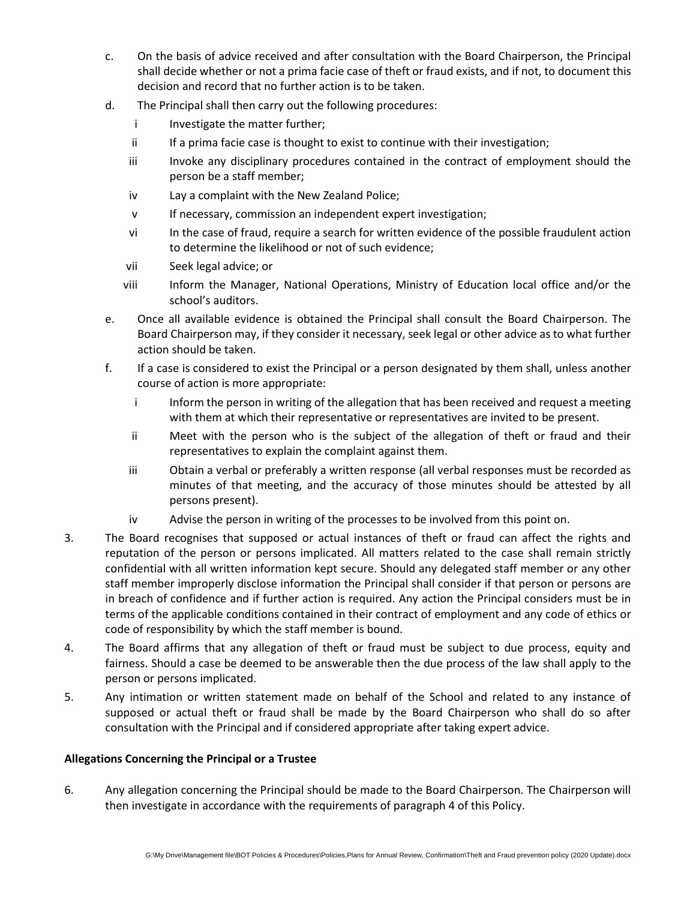c. On the basis of advice received and after consultation with the Board Chairperson, the Principal shall decide whether or not a prima facie case of theft or fraud exists, and if not, to document this decision and record that no further action is to be taken.

d. The Principal shall then carry out the following procedures:

   i Investigate the matter further;

   ii If a prima facie case is thought to exist to continue with their investigation;

   iii Invoke any disciplinary procedures contained in the contract of employment should the person be a staff member;

   iv Lay a complaint with the New Zealand Police;

   v If necessary, commission an independent expert investigation;

   vi In the case of fraud, require a search for written evidence of the possible fraudulent action to determine the likelihood or not of such evidence;

   vii Seek legal advice; or

   viii Inform the Manager, National Operations, Ministry of Education local office and/or the school's auditors.

e. Once all available evidence is obtained the Principal shall consult the Board Chairperson. The Board Chairperson may, if they consider it necessary, seek legal or other advice as to what further action should be taken.

f. If a case is considered to exist the Principal or a person designated by them shall, unless another course of action is more appropriate:

   i Inform the person in writing of the allegation that has been received and request a meeting with them at which their representative or representatives are invited to be present.

   ii Meet with the person who is the subject of the allegation of theft or fraud and their representatives to explain the complaint against them.

   iii Obtain a verbal or preferably a written response (all verbal responses must be recorded as minutes of that meeting, and the accuracy of those minutes should be attested by all persons present).

   iv Advise the person in writing of the processes to be involved from this point on.

3. The Board recognises that supposed or actual instances of theft or fraud can affect the rights and reputation of the person or persons implicated. All matters related to the case shall remain strictly confidential with all written information kept secure. Should any delegated staff member or any other staff member improperly disclose information the Principal shall consider if that person or persons are in breach of confidence and if further action is required. Any action the Principal considers must be in terms of the applicable conditions contained in their contract of employment and any code of ethics or code of responsibility by which the staff member is bound.

4. The Board affirms that any allegation of theft or fraud must be subject to due process, equity and fairness. Should a case be deemed to be answerable then the due process of the law shall apply to the person or persons implicated.

5. Any intimation or written statement made on behalf of the School and related to any instance of supposed or actual theft or fraud shall be made by the Board Chairperson who shall do so after consultation with the Principal and if considered appropriate after taking expert advice.

**Allegations Concerning the Principal or a Trustee**

6. Any allegation concerning the Principal should be made to the Board Chairperson. The Chairperson will then investigate in accordance with the requirements of paragraph 4 of this Policy.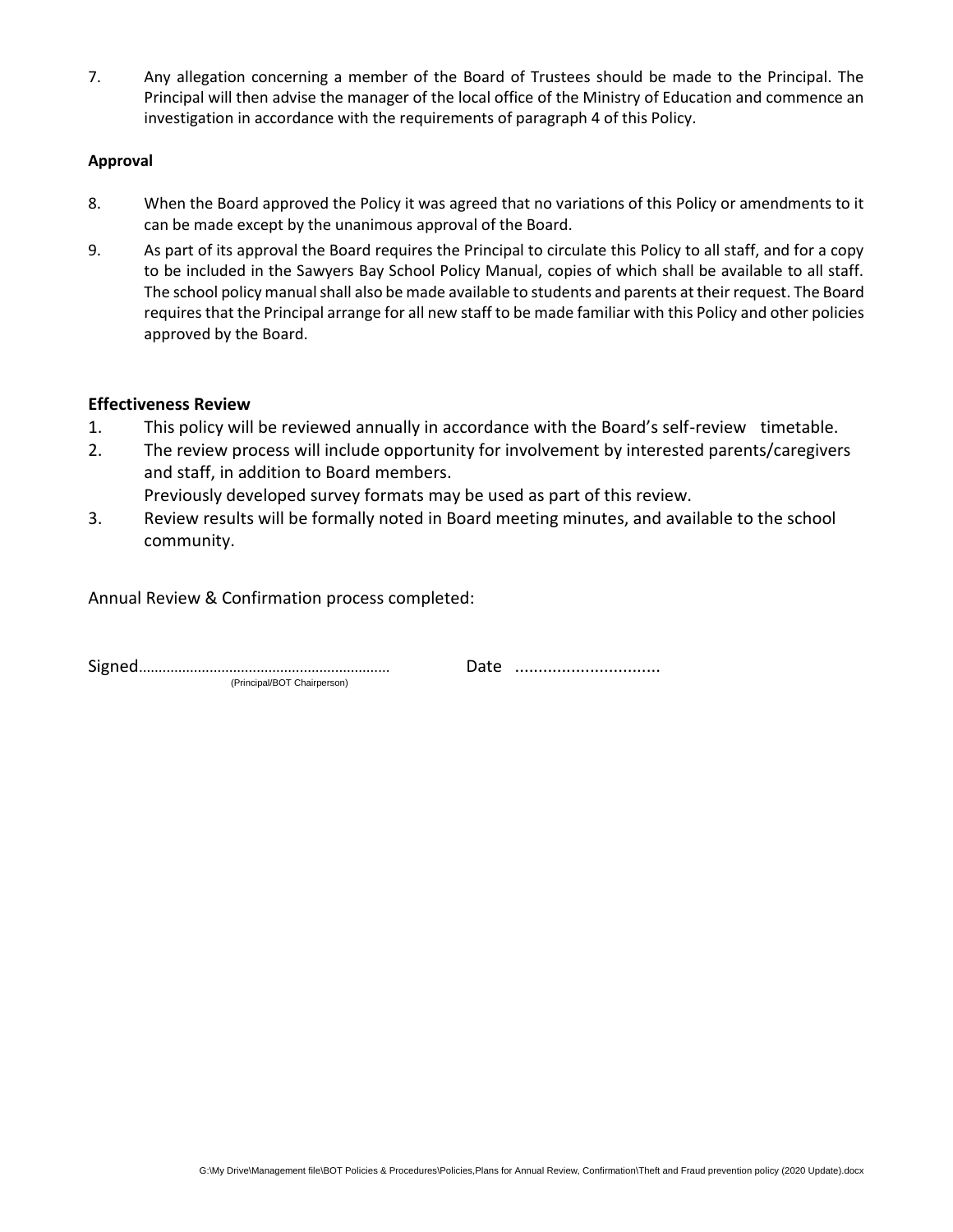7. Any allegation concerning a member of the Board of Trustees should be made to the Principal. The Principal will then advise the manager of the local office of the Ministry of Education and commence an investigation in accordance with the requirements of paragraph 4 of this Policy.

**Approval**

8. When the Board approved the Policy it was agreed that no variations of this Policy or amendments to it can be made except by the unanimous approval of the Board.
9. As part of its approval the Board requires the Principal to circulate this Policy to all staff, and for a copy to be included in the Sawyers Bay School Policy Manual, copies of which shall be available to all staff. The school policy manual shall also be made available to students and parents at their request. The Board requires that the Principal arrange for all new staff to be made familiar with this Policy and other policies approved by the Board.

### Effectiveness Review

1. This policy will be reviewed annually in accordance with the Board's self-review timetable.
2. The review process will include opportunity for involvement by interested parents/caregivers and staff, in addition to Board members.
   Previously developed survey formats may be used as part of this review.
3. Review results will be formally noted in Board meeting minutes, and available to the school community.

Annual Review & Confirmation process completed:

Signed............................................................... Date ..............................
(Principal/BOT Chairperson)

G:\My Drive\Management file\BOT Policies & Procedures\Policies,Plans for Annual Review, Confirmation\Theft and Fraud prevention policy (2020 Update).docx